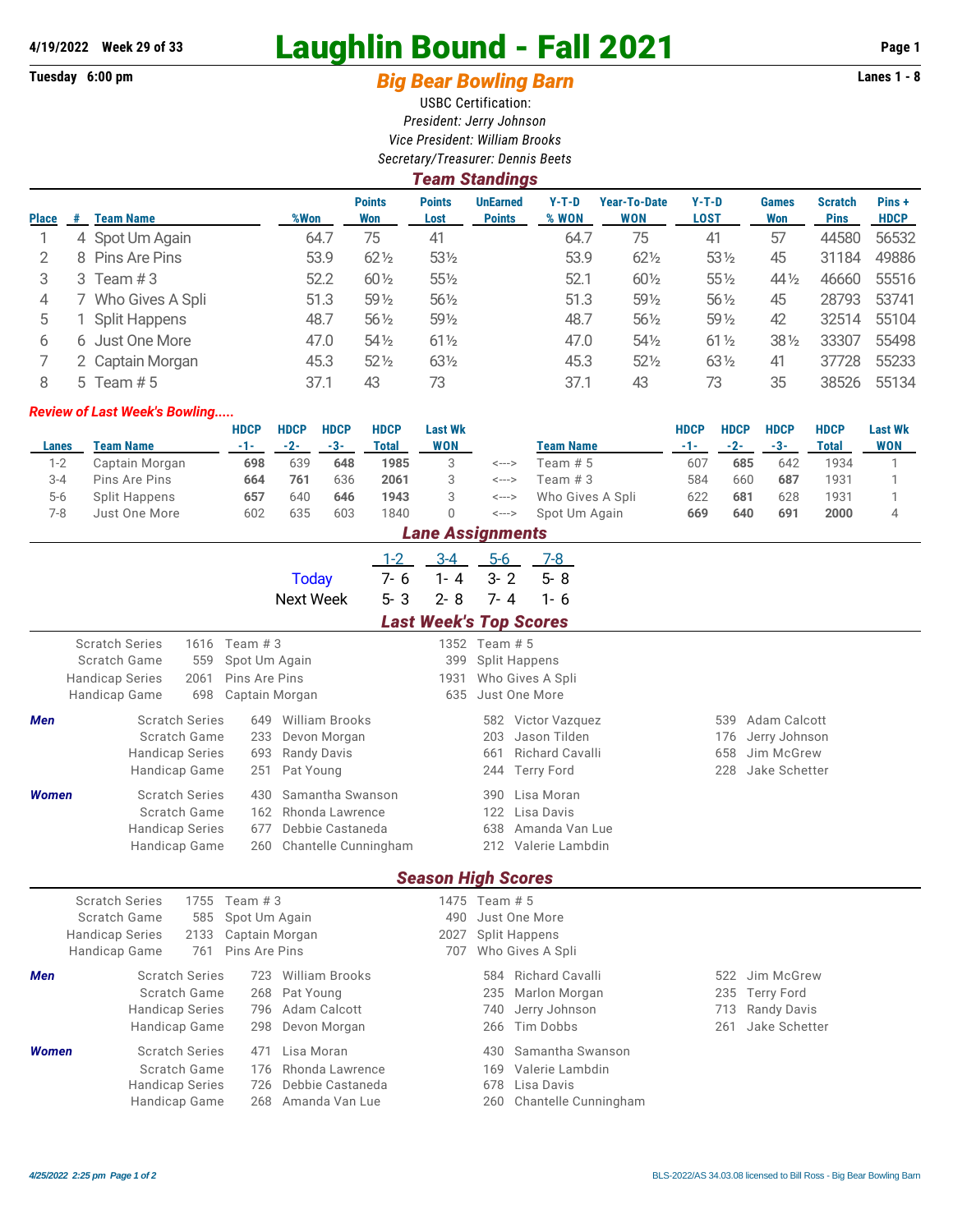4/19/2022 Week 29 of 33

# Laughlin Bound - Fall 2021

Tuesday 6:00 pm

## Big Bear Bowling Barn

Lanes 1 - 8

USBC Certification:
*President: Jerry Johnson*
*Vice President: William Brooks*
*Secretary/Treasurer: Dennis Beets*

### Team Standings

| Place | # | Team Name | %Won | Points Won | Points Lost | UnEarned Points | Y-T-D % WON | Year-To-Date WON | Y-T-D LOST | Games Won | Scratch Pins | Pins + HDCP |
|---|---|---|---|---|---|---|---|---|---|---|---|---|
| 1 | 4 | Spot Um Again | 64.7 | 75 | 41 | | 64.7 | 75 | 41 | 57 | 44580 | 56532 |
| 2 | 8 | Pins Are Pins | 53.9 | 62½ | 53½ | | 53.9 | 62½ | 53½ | 45 | 31184 | 49886 |
| 3 | 3 | Team # 3 | 52.2 | 60½ | 55½ | | 52.1 | 60½ | 55½ | 44½ | 46660 | 55516 |
| 4 | 7 | Who Gives A Spli | 51.3 | 59½ | 56½ | | 51.3 | 59½ | 56½ | 45 | 28793 | 53741 |
| 5 | 1 | Split Happens | 48.7 | 56½ | 59½ | | 48.7 | 56½ | 59½ | 42 | 32514 | 55104 |
| 6 | 6 | Just One More | 47.0 | 54½ | 61½ | | 47.0 | 54½ | 61½ | 38½ | 33307 | 55498 |
| 7 | 2 | Captain Morgan | 45.3 | 52½ | 63½ | | 45.3 | 52½ | 63½ | 41 | 37728 | 55233 |
| 8 | 5 | Team # 5 | 37.1 | 43 | 73 | | 37.1 | 43 | 73 | 35 | 38526 | 55134 |

*Review of Last Week's Bowling.....*

| Lanes | Team Name | HDCP -1- | HDCP -2- | HDCP -3- | HDCP Total | Last Wk WON | | Team Name | HDCP -1- | HDCP -2- | HDCP -3- | HDCP Total | Last Wk WON |
|---|---|---|---|---|---|---|---|---|---|---|---|---|---|
| 1-2 | Captain Morgan | **698** | 639 | **648** | **1985** | 3 | <---> | Team # 5 | 607 | **685** | 642 | 1934 | 1 |
| 3-4 | Pins Are Pins | **664** | **761** | 636 | **2061** | 3 | <---> | Team # 3 | 584 | 660 | **687** | 1931 | 1 |
| 5-6 | Split Happens | **657** | 640 | **646** | **1943** | 3 | <---> | Who Gives A Spli | 622 | **681** | 628 | 1931 | 1 |
| 7-8 | Just One More | 602 | 635 | 603 | 1840 | 0 | <---> | Spot Um Again | **669** | **640** | **691** | **2000** | 4 |

### Lane Assignments

| | 1-2 | 3-4 | 5-6 | 7-8 |
|---|---|---|---|---|
| Today | 7- 6 | 1- 4 | 3- 2 | 5- 8 |
| Next Week | 5- 3 | 2- 8 | 7- 4 | 1- 6 |

### Last Week's Top Scores

| | | | | |
|---|---|---|---|---|
| Scratch Series | 1616 | Team # 3 | 1352 | Team # 5 |
| Scratch Game | 559 | Spot Um Again | 399 | Split Happens |
| Handicap Series | 2061 | Pins Are Pins | 1931 | Who Gives A Spli |
| Handicap Game | 698 | Captain Morgan | 635 | Just One More |

***Men***

| | | | | | | |
|---|---|---|---|---|---|---|
| Scratch Series | 649 | William Brooks | 582 | Victor Vazquez | 539 | Adam Calcott |
| Scratch Game | 233 | Devon Morgan | 203 | Jason Tilden | 176 | Jerry Johnson |
| Handicap Series | 693 | Randy Davis | 661 | Richard Cavalli | 658 | Jim McGrew |
| Handicap Game | 251 | Pat Young | 244 | Terry Ford | 228 | Jake Schetter |

***Women***

| | | | | |
|---|---|---|---|---|
| Scratch Series | 430 | Samantha Swanson | 390 | Lisa Moran |
| Scratch Game | 162 | Rhonda Lawrence | 122 | Lisa Davis |
| Handicap Series | 677 | Debbie Castaneda | 638 | Amanda Van Lue |
| Handicap Game | 260 | Chantelle Cunningham | 212 | Valerie Lambdin |

### Season High Scores

| | | | | |
|---|---|---|---|---|
| Scratch Series | 1755 | Team # 3 | 1475 | Team # 5 |
| Scratch Game | 585 | Spot Um Again | 490 | Just One More |
| Handicap Series | 2133 | Captain Morgan | 2027 | Split Happens |
| Handicap Game | 761 | Pins Are Pins | 707 | Who Gives A Spli |

***Men***

| | | | | | | |
|---|---|---|---|---|---|---|
| Scratch Series | 723 | William Brooks | 584 | Richard Cavalli | 522 | Jim McGrew |
| Scratch Game | 268 | Pat Young | 235 | Marlon Morgan | 235 | Terry Ford |
| Handicap Series | 796 | Adam Calcott | 740 | Jerry Johnson | 713 | Randy Davis |
| Handicap Game | 298 | Devon Morgan | 266 | Tim Dobbs | 261 | Jake Schetter |

***Women***

| | | | | |
|---|---|---|---|---|
| Scratch Series | 471 | Lisa Moran | 430 | Samantha Swanson |
| Scratch Game | 176 | Rhonda Lawrence | 169 | Valerie Lambdin |
| Handicap Series | 726 | Debbie Castaneda | 678 | Lisa Davis |
| Handicap Game | 268 | Amanda Van Lue | 260 | Chantelle Cunningham |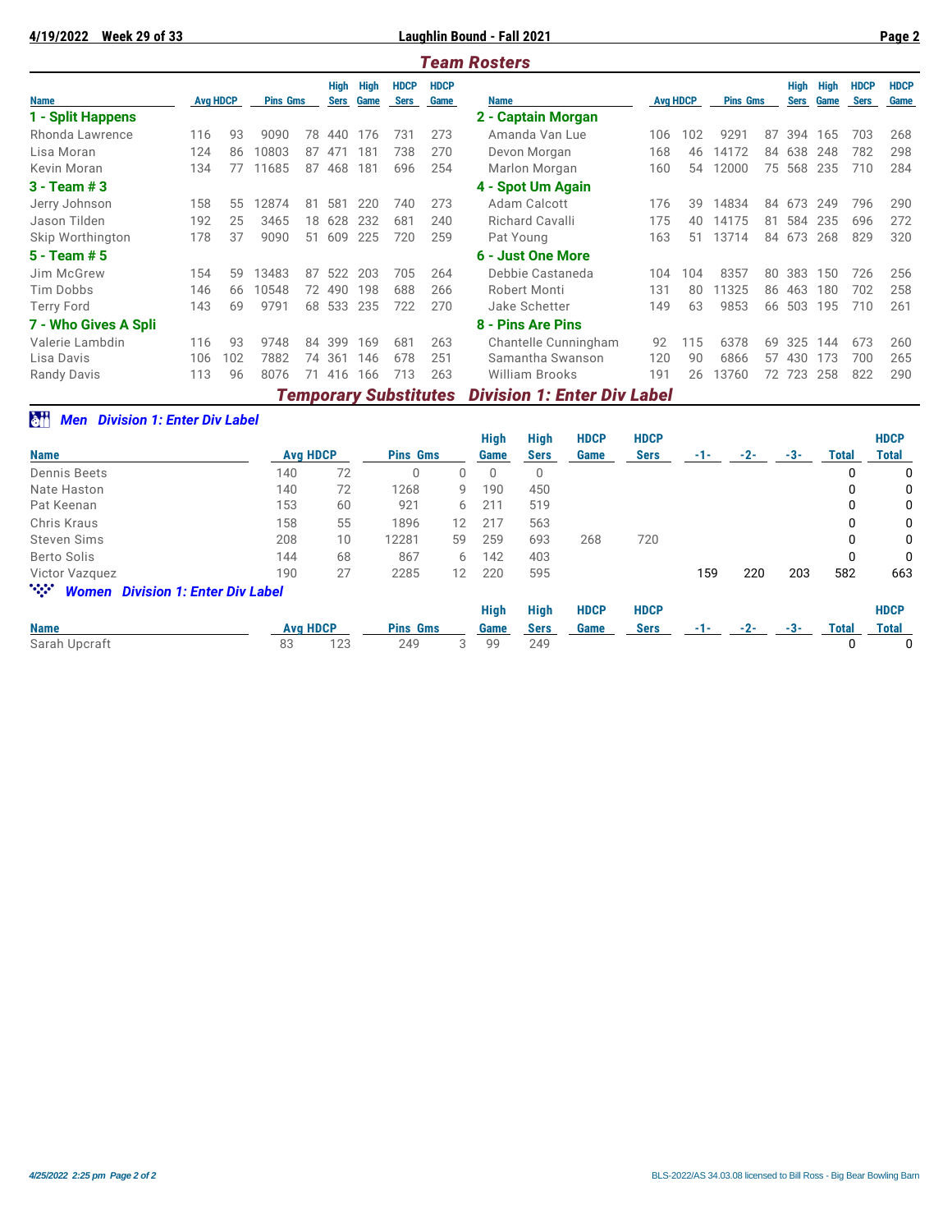## Team Rosters

| Name | Avg | HDCP | Pins | Gms | High Sers | High Game | HDCP Sers | HDCP Game |
|---|---|---|---|---|---|---|---|---|
| **1 - Split Happens** | | | | | | | | |
| Rhonda Lawrence | 116 | 93 | 9090 | 78 | 440 | 176 | 731 | 273 |
| Lisa Moran | 124 | 86 | 10803 | 87 | 471 | 181 | 738 | 270 |
| Kevin Moran | 134 | 77 | 11685 | 87 | 468 | 181 | 696 | 254 |
| **2 - Captain Morgan** | | | | | | | | |
| Amanda Van Lue | 106 | 102 | 9291 | 87 | 394 | 165 | 703 | 268 |
| Devon Morgan | 168 | 46 | 14172 | 84 | 638 | 248 | 782 | 298 |
| Marlon Morgan | 160 | 54 | 12000 | 75 | 568 | 235 | 710 | 284 |
| **3 - Team # 3** | | | | | | | | |
| Jerry Johnson | 158 | 55 | 12874 | 81 | 581 | 220 | 740 | 273 |
| Jason Tilden | 192 | 25 | 3465 | 18 | 628 | 232 | 681 | 240 |
| Skip Worthington | 178 | 37 | 9090 | 51 | 609 | 225 | 720 | 259 |
| **4 - Spot Um Again** | | | | | | | | |
| Adam Calcott | 176 | 39 | 14834 | 84 | 673 | 249 | 796 | 290 |
| Richard Cavalli | 175 | 40 | 14175 | 81 | 584 | 235 | 696 | 272 |
| Pat Young | 163 | 51 | 13714 | 84 | 673 | 268 | 829 | 320 |
| **5 - Team # 5** | | | | | | | | |
| Jim McGrew | 154 | 59 | 13483 | 87 | 522 | 203 | 705 | 264 |
| Tim Dobbs | 146 | 66 | 10548 | 72 | 490 | 198 | 688 | 266 |
| Terry Ford | 143 | 69 | 9791 | 68 | 533 | 235 | 722 | 270 |
| **6 - Just One More** | | | | | | | | |
| Debbie Castaneda | 104 | 104 | 8357 | 80 | 383 | 150 | 726 | 256 |
| Robert Monti | 131 | 80 | 11325 | 86 | 463 | 180 | 702 | 258 |
| Jake Schetter | 149 | 63 | 9853 | 66 | 503 | 195 | 710 | 261 |
| **7 - Who Gives A Spli** | | | | | | | | |
| Valerie Lambdin | 116 | 93 | 9748 | 84 | 399 | 169 | 681 | 263 |
| Lisa Davis | 106 | 102 | 7882 | 74 | 361 | 146 | 678 | 251 |
| Randy Davis | 113 | 96 | 8076 | 71 | 416 | 166 | 713 | 263 |
| **8 - Pins Are Pins** | | | | | | | | |
| Chantelle Cunningham | 92 | 115 | 6378 | 69 | 325 | 144 | 673 | 260 |
| Samantha Swanson | 120 | 90 | 6866 | 57 | 430 | 173 | 700 | 265 |
| William Brooks | 191 | 26 | 13760 | 72 | 723 | 258 | 822 | 290 |

## Temporary Substitutes Division 1: Enter Div Label

### *Men Division 1: Enter Div Label*

| Name | Avg | HDCP | Pins | Gms | High Game | High Sers | HDCP Game | HDCP Sers | -1- | -2- | -3- | Total | HDCP Total |
|---|---|---|---|---|---|---|---|---|---|---|---|---|---|
| Dennis Beets | 140 | 72 | 0 | 0 | 0 | 0 | | | | | | 0 | 0 |
| Nate Haston | 140 | 72 | 1268 | 9 | 190 | 450 | | | | | | 0 | 0 |
| Pat Keenan | 153 | 60 | 921 | 6 | 211 | 519 | | | | | | 0 | 0 |
| Chris Kraus | 158 | 55 | 1896 | 12 | 217 | 563 | | | | | | 0 | 0 |
| Steven Sims | 208 | 10 | 12281 | 59 | 259 | 693 | 268 | 720 | | | | 0 | 0 |
| Berto Solis | 144 | 68 | 867 | 6 | 142 | 403 | | | | | | 0 | 0 |
| Victor Vazquez | 190 | 27 | 2285 | 12 | 220 | 595 | | | 159 | 220 | 203 | 582 | 663 |

### *Women Division 1: Enter Div Label*

| Name | Avg | HDCP | Pins | Gms | High Game | High Sers | HDCP Game | HDCP Sers | -1- | -2- | -3- | Total | HDCP Total |
|---|---|---|---|---|---|---|---|---|---|---|---|---|---|
| Sarah Upcraft | 83 | 123 | 249 | 3 | 99 | 249 | | | | | | 0 | 0 |